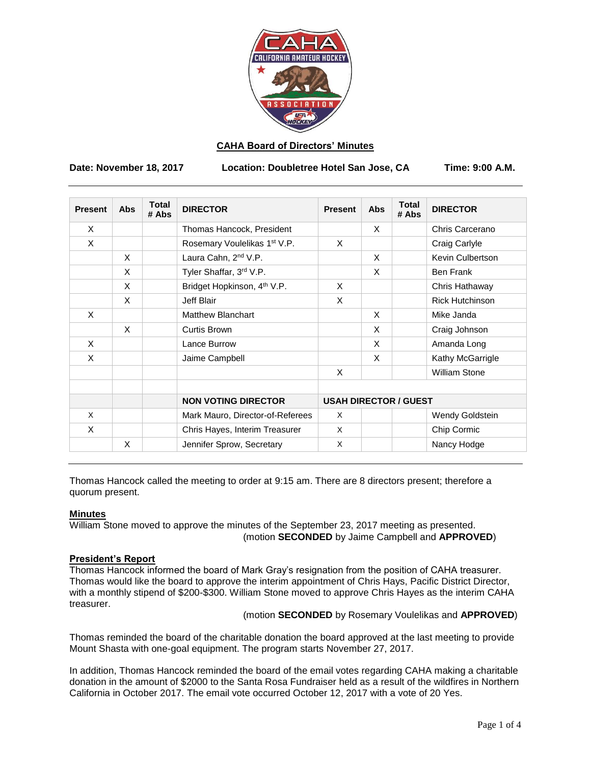## CAHA Board of Directors' Minutes

**Date: November 18, 2017** **Location: Doubletree Hotel San Jose, CA** **Time: 9:00 A.M.**

| Present | Abs | Total # Abs | DIRECTOR | Present | Abs | Total # Abs | DIRECTOR |
|---|---|---|---|---|---|---|---|
| X | | | Thomas Hancock, President | | X | | Chris Carcerano |
| X | | | Rosemary Voulelikas 1st V.P. | X | | | Craig Carlyle |
| | X | | Laura Cahn, 2nd V.P. | | X | | Kevin Culbertson |
| | X | | Tyler Shaffar, 3rd V.P. | | X | | Ben Frank |
| | X | | Bridget Hopkinson, 4th V.P. | X | | | Chris Hathaway |
| | X | | Jeff Blair | X | | | Rick Hutchinson |
| X | | | Matthew Blanchart | | X | | Mike Janda |
| | X | | Curtis Brown | | X | | Craig Johnson |
| X | | | Lance Burrow | | X | | Amanda Long |
| X | | | Jaime Campbell | | X | | Kathy McGarrigle |
| | | | | X | | | William Stone |
| | | | | | | | |
| | | | **NON VOTING DIRECTOR** | **USAH DIRECTOR / GUEST** | | | |
| X | | | Mark Mauro, Director-of-Referees | X | | | Wendy Goldstein |
| X | | | Chris Hayes, Interim Treasurer | X | | | Chip Cormic |
| | X | | Jennifer Sprow, Secretary | X | | | Nancy Hodge |

Thomas Hancock called the meeting to order at 9:15 am. There are 8 directors present; therefore a quorum present.

**Minutes**

William Stone moved to approve the minutes of the September 23, 2017 meeting as presented.

(motion **SECONDED** by Jaime Campbell and **APPROVED**)

**President's Report**

Thomas Hancock informed the board of Mark Gray's resignation from the position of CAHA treasurer. Thomas would like the board to approve the interim appointment of Chris Hays, Pacific District Director, with a monthly stipend of $200-$300. William Stone moved to approve Chris Hayes as the interim CAHA treasurer.

(motion **SECONDED** by Rosemary Voulelikas and **APPROVED**)

Thomas reminded the board of the charitable donation the board approved at the last meeting to provide Mount Shasta with one-goal equipment. The program starts November 27, 2017.

In addition, Thomas Hancock reminded the board of the email votes regarding CAHA making a charitable donation in the amount of $2000 to the Santa Rosa Fundraiser held as a result of the wildfires in Northern California in October 2017. The email vote occurred October 12, 2017 with a vote of 20 Yes.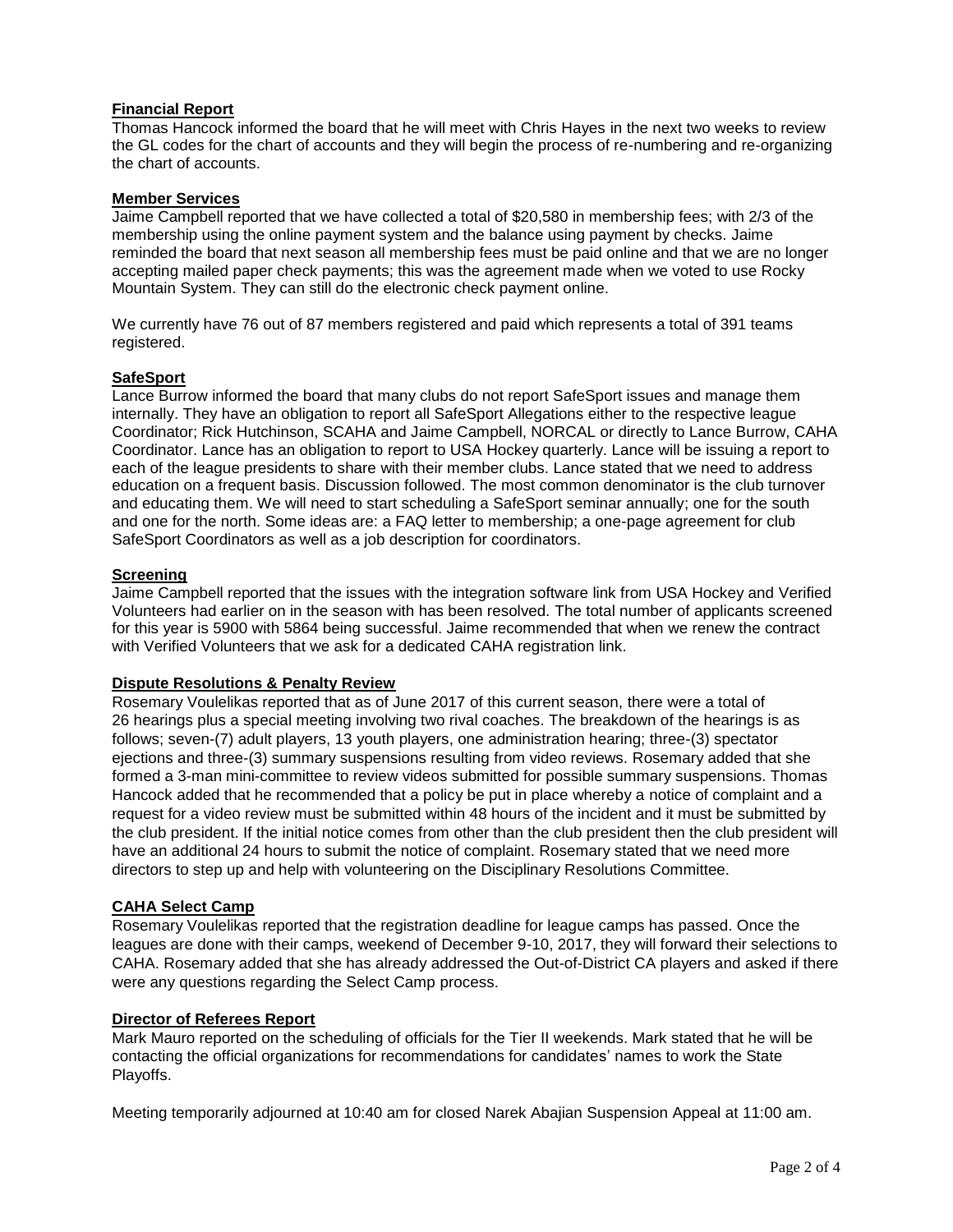## Financial Report

Thomas Hancock informed the board that he will meet with Chris Hayes in the next two weeks to review the GL codes for the chart of accounts and they will begin the process of re-numbering and re-organizing the chart of accounts.

## Member Services

Jaime Campbell reported that we have collected a total of $20,580 in membership fees; with 2/3 of the membership using the online payment system and the balance using payment by checks. Jaime reminded the board that next season all membership fees must be paid online and that we are no longer accepting mailed paper check payments; this was the agreement made when we voted to use Rocky Mountain System. They can still do the electronic check payment online.

We currently have 76 out of 87 members registered and paid which represents a total of 391 teams registered.

## SafeSport

Lance Burrow informed the board that many clubs do not report SafeSport issues and manage them internally. They have an obligation to report all SafeSport Allegations either to the respective league Coordinator; Rick Hutchinson, SCAHA and Jaime Campbell, NORCAL or directly to Lance Burrow, CAHA Coordinator. Lance has an obligation to report to USA Hockey quarterly. Lance will be issuing a report to each of the league presidents to share with their member clubs. Lance stated that we need to address education on a frequent basis. Discussion followed. The most common denominator is the club turnover and educating them. We will need to start scheduling a SafeSport seminar annually; one for the south and one for the north. Some ideas are: a FAQ letter to membership; a one-page agreement for club SafeSport Coordinators as well as a job description for coordinators.

## Screening

Jaime Campbell reported that the issues with the integration software link from USA Hockey and Verified Volunteers had earlier on in the season with has been resolved. The total number of applicants screened for this year is 5900 with 5864 being successful. Jaime recommended that when we renew the contract with Verified Volunteers that we ask for a dedicated CAHA registration link.

## Dispute Resolutions & Penalty Review

Rosemary Voulelikas reported that as of June 2017 of this current season, there were a total of 26 hearings plus a special meeting involving two rival coaches. The breakdown of the hearings is as follows; seven-(7) adult players, 13 youth players, one administration hearing; three-(3) spectator ejections and three-(3) summary suspensions resulting from video reviews. Rosemary added that she formed a 3-man mini-committee to review videos submitted for possible summary suspensions. Thomas Hancock added that he recommended that a policy be put in place whereby a notice of complaint and a request for a video review must be submitted within 48 hours of the incident and it must be submitted by the club president. If the initial notice comes from other than the club president then the club president will have an additional 24 hours to submit the notice of complaint. Rosemary stated that we need more directors to step up and help with volunteering on the Disciplinary Resolutions Committee.

## CAHA Select Camp

Rosemary Voulelikas reported that the registration deadline for league camps has passed. Once the leagues are done with their camps, weekend of December 9-10, 2017, they will forward their selections to CAHA. Rosemary added that she has already addressed the Out-of-District CA players and asked if there were any questions regarding the Select Camp process.

## Director of Referees Report

Mark Mauro reported on the scheduling of officials for the Tier II weekends. Mark stated that he will be contacting the official organizations for recommendations for candidates' names to work the State Playoffs.

Meeting temporarily adjourned at 10:40 am for closed Narek Abajian Suspension Appeal at 11:00 am.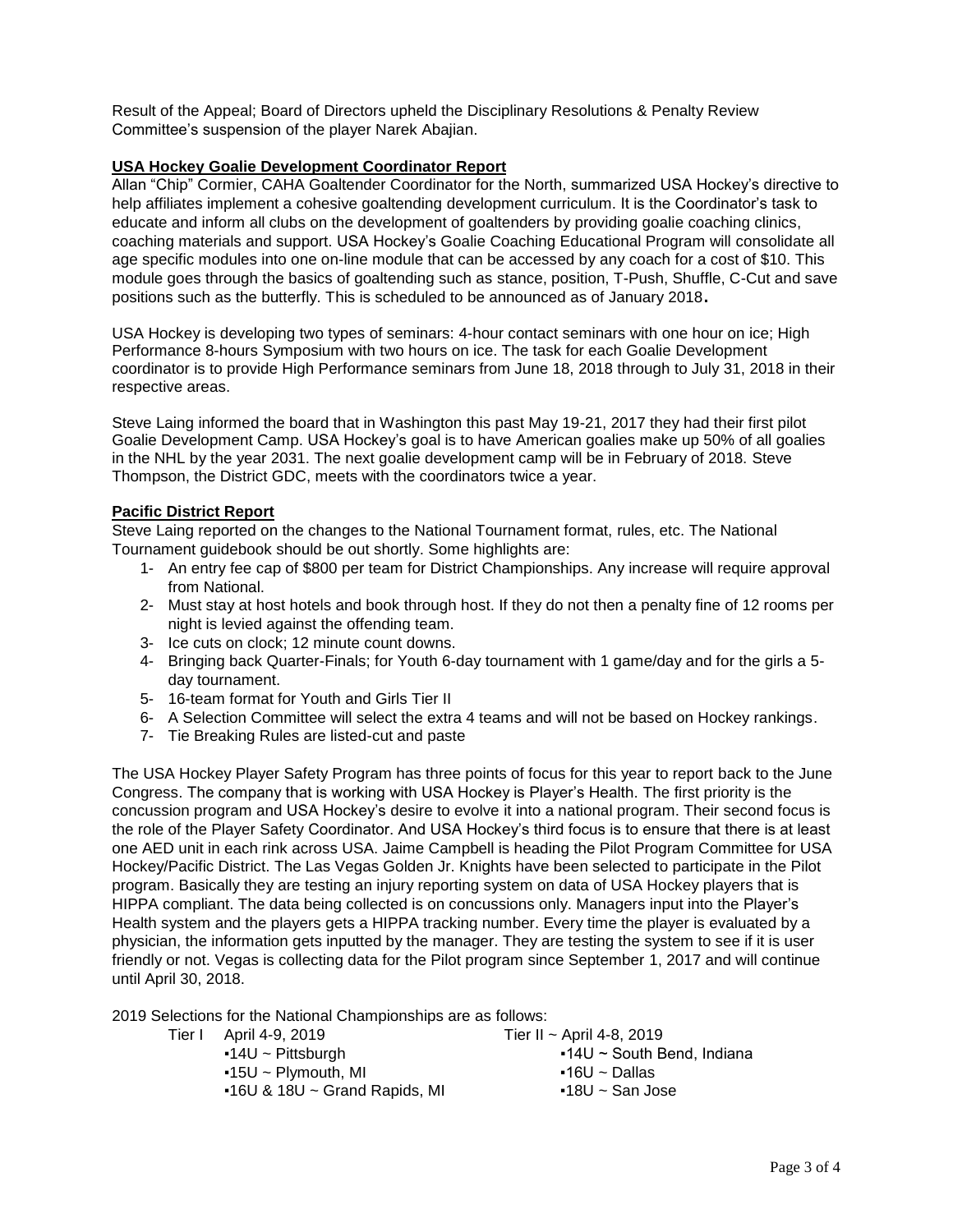Result of the Appeal; Board of Directors upheld the Disciplinary Resolutions & Penalty Review Committee's suspension of the player Narek Abajian.

**USA Hockey Goalie Development Coordinator Report**

Allan "Chip" Cormier, CAHA Goaltender Coordinator for the North, summarized USA Hockey's directive to help affiliates implement a cohesive goaltending development curriculum. It is the Coordinator's task to educate and inform all clubs on the development of goaltenders by providing goalie coaching clinics, coaching materials and support. USA Hockey's Goalie Coaching Educational Program will consolidate all age specific modules into one on-line module that can be accessed by any coach for a cost of $10. This module goes through the basics of goaltending such as stance, position, T-Push, Shuffle, C-Cut and save positions such as the butterfly. This is scheduled to be announced as of January 2018.

USA Hockey is developing two types of seminars: 4-hour contact seminars with one hour on ice; High Performance 8-hours Symposium with two hours on ice. The task for each Goalie Development coordinator is to provide High Performance seminars from June 18, 2018 through to July 31, 2018 in their respective areas.

Steve Laing informed the board that in Washington this past May 19-21, 2017 they had their first pilot Goalie Development Camp. USA Hockey's goal is to have American goalies make up 50% of all goalies in the NHL by the year 2031. The next goalie development camp will be in February of 2018. Steve Thompson, the District GDC, meets with the coordinators twice a year.

**Pacific District Report**

Steve Laing reported on the changes to the National Tournament format, rules, etc. The National Tournament guidebook should be out shortly. Some highlights are:

1- An entry fee cap of $800 per team for District Championships. Any increase will require approval from National.
2- Must stay at host hotels and book through host. If they do not then a penalty fine of 12 rooms per night is levied against the offending team.
3- Ice cuts on clock; 12 minute count downs.
4- Bringing back Quarter-Finals; for Youth 6-day tournament with 1 game/day and for the girls a 5-day tournament.
5- 16-team format for Youth and Girls Tier II
6- A Selection Committee will select the extra 4 teams and will not be based on Hockey rankings.
7- Tie Breaking Rules are listed-cut and paste

The USA Hockey Player Safety Program has three points of focus for this year to report back to the June Congress. The company that is working with USA Hockey is Player's Health. The first priority is the concussion program and USA Hockey's desire to evolve it into a national program. Their second focus is the role of the Player Safety Coordinator. And USA Hockey's third focus is to ensure that there is at least one AED unit in each rink across USA. Jaime Campbell is heading the Pilot Program Committee for USA Hockey/Pacific District. The Las Vegas Golden Jr. Knights have been selected to participate in the Pilot program. Basically they are testing an injury reporting system on data of USA Hockey players that is HIPPA compliant. The data being collected is on concussions only. Managers input into the Player's Health system and the players gets a HIPPA tracking number. Every time the player is evaluated by a physician, the information gets inputted by the manager. They are testing the system to see if it is user friendly or not. Vegas is collecting data for the Pilot program since September 1, 2017 and will continue until April 30, 2018.

2019 Selections for the National Championships are as follows:

Tier I April 4-9, 2019
- 14U ~ Pittsburgh
- 15U ~ Plymouth, MI
- 16U & 18U ~ Grand Rapids, MI

Tier II ~ April 4-8, 2019
- 14U ~ South Bend, Indiana
- 16U ~ Dallas
- 18U ~ San Jose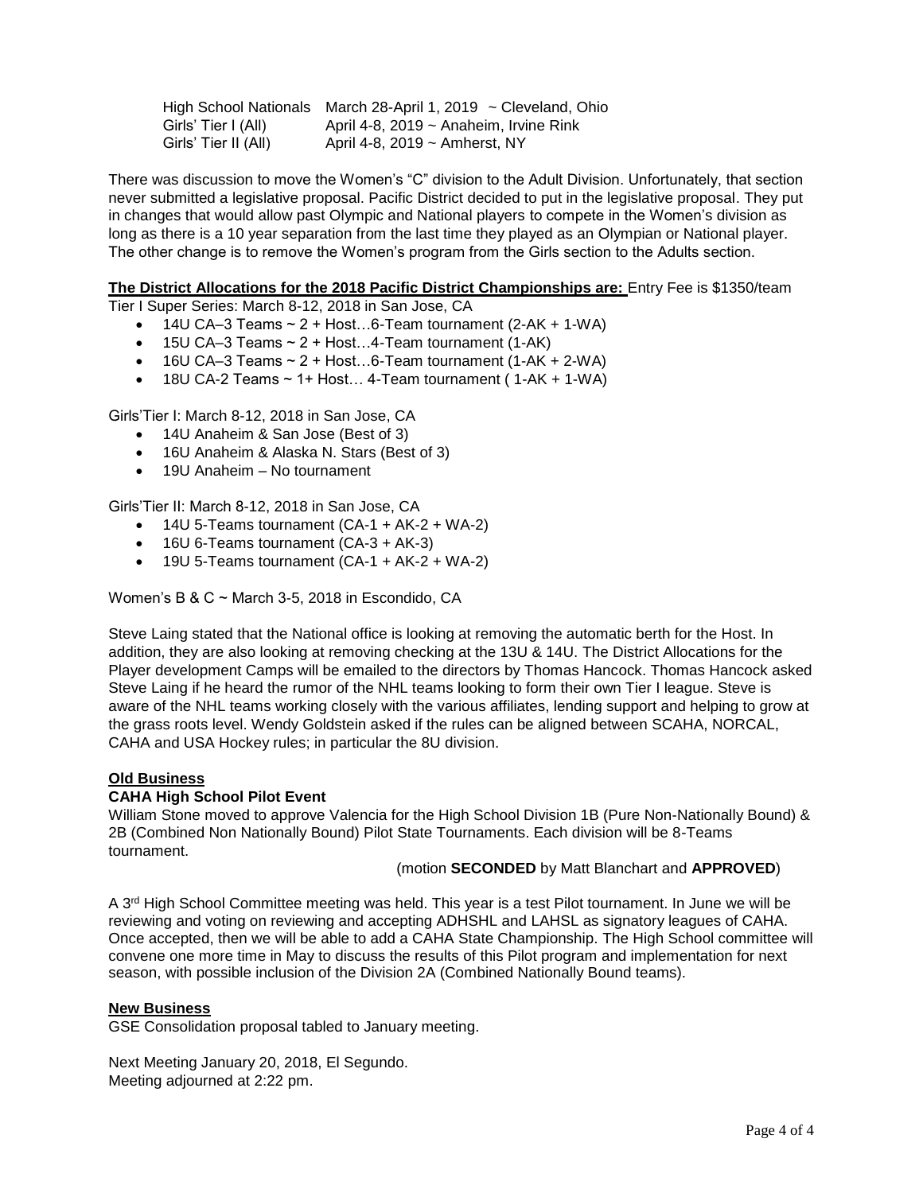| | |
|---|---|
| High School Nationals | March 28-April 1, 2019 ~ Cleveland, Ohio |
| Girls' Tier I (All) | April 4-8, 2019 ~ Anaheim, Irvine Rink |
| Girls' Tier II (All) | April 4-8, 2019 ~ Amherst, NY |

There was discussion to move the Women's "C" division to the Adult Division. Unfortunately, that section never submitted a legislative proposal. Pacific District decided to put in the legislative proposal. They put in changes that would allow past Olympic and National players to compete in the Women's division as long as there is a 10 year separation from the last time they played as an Olympian or National player. The other change is to remove the Women's program from the Girls section to the Adults section.

**The District Allocations for the 2018 Pacific District Championships are:** Entry Fee is $1350/team

Tier I Super Series: March 8-12, 2018 in San Jose, CA

- 14U CA–3 Teams ~ 2 + Host…6-Team tournament (2-AK + 1-WA)
- 15U CA–3 Teams ~ 2 + Host…4-Team tournament (1-AK)
- 16U CA–3 Teams ~ 2 + Host…6-Team tournament (1-AK + 2-WA)
- 18U CA-2 Teams ~ 1+ Host… 4-Team tournament ( 1-AK + 1-WA)

Girls'Tier I: March 8-12, 2018 in San Jose, CA

- 14U Anaheim & San Jose (Best of 3)
- 16U Anaheim & Alaska N. Stars (Best of 3)
- 19U Anaheim – No tournament

Girls'Tier II: March 8-12, 2018 in San Jose, CA

- 14U 5-Teams tournament (CA-1 + AK-2 + WA-2)
- 16U 6-Teams tournament (CA-3 + AK-3)
- 19U 5-Teams tournament (CA-1 + AK-2 + WA-2)

Women's B & C ~ March 3-5, 2018 in Escondido, CA

Steve Laing stated that the National office is looking at removing the automatic berth for the Host. In addition, they are also looking at removing checking at the 13U & 14U. The District Allocations for the Player development Camps will be emailed to the directors by Thomas Hancock. Thomas Hancock asked Steve Laing if he heard the rumor of the NHL teams looking to form their own Tier I league. Steve is aware of the NHL teams working closely with the various affiliates, lending support and helping to grow at the grass roots level. Wendy Goldstein asked if the rules can be aligned between SCAHA, NORCAL, CAHA and USA Hockey rules; in particular the 8U division.

## Old Business

### CAHA High School Pilot Event

William Stone moved to approve Valencia for the High School Division 1B (Pure Non-Nationally Bound) & 2B (Combined Non Nationally Bound) Pilot State Tournaments. Each division will be 8-Teams tournament.

(motion **SECONDED** by Matt Blanchart and **APPROVED**)

A 3rd High School Committee meeting was held. This year is a test Pilot tournament. In June we will be reviewing and voting on reviewing and accepting ADHSHL and LAHSL as signatory leagues of CAHA. Once accepted, then we will be able to add a CAHA State Championship. The High School committee will convene one more time in May to discuss the results of this Pilot program and implementation for next season, with possible inclusion of the Division 2A (Combined Nationally Bound teams).

## New Business

GSE Consolidation proposal tabled to January meeting.

Next Meeting January 20, 2018, El Segundo.
Meeting adjourned at 2:22 pm.